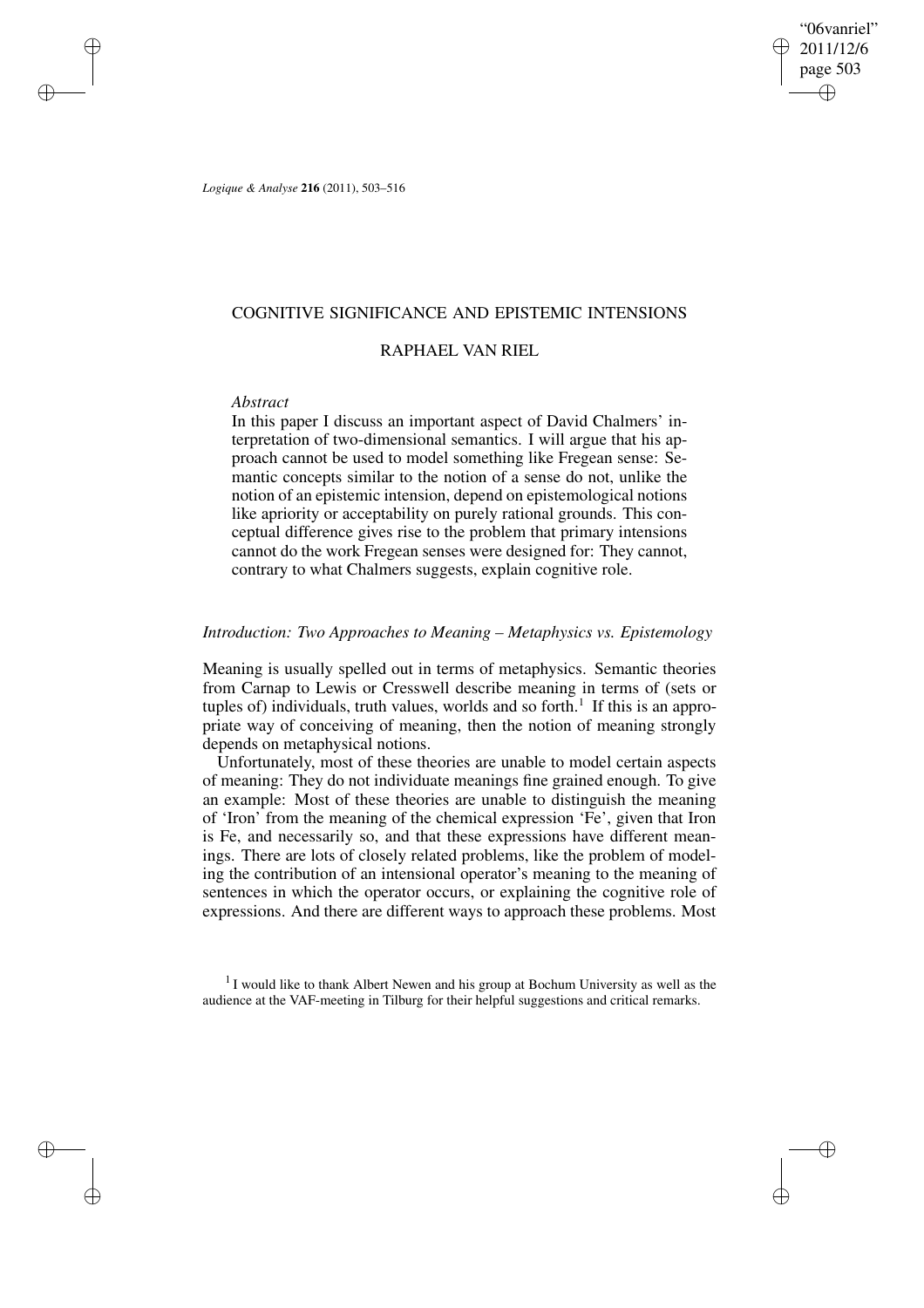# COGNITIVE SIGNIFICANCE AND EPISTEMIC INTENSIONS

## RAPHAEL VAN RIEL

*Abstract*

In this paper I discuss an important aspect of David Chalmers' interpretation of two-dimensional semantics. I will argue that his approach cannot be used to model something like Fregean sense: Semantic concepts similar to the notion of a sense do not, unlike the notion of an epistemic intension, depend on epistemological notions like apriority or acceptability on purely rational grounds. This conceptual difference gives rise to the problem that primary intensions cannot do the work Fregean senses were designed for: They cannot, contrary to what Chalmers suggests, explain cognitive role.

### *Introduction: Two Approaches to Meaning – Metaphysics vs. Epistemology*

Meaning is usually spelled out in terms of metaphysics. Semantic theories from Carnap to Lewis or Cresswell describe meaning in terms of (sets or tuples of) individuals, truth values, worlds and so forth.[1] If this is an appropriate way of conceiving of meaning, then the notion of meaning strongly depends on metaphysical notions.

Unfortunately, most of these theories are unable to model certain aspects of meaning: They do not individuate meanings fine grained enough. To give an example: Most of these theories are unable to distinguish the meaning of 'Iron' from the meaning of the chemical expression 'Fe', given that Iron is Fe, and necessarily so, and that these expressions have different meanings. There are lots of closely related problems, like the problem of modeling the contribution of an intensional operator's meaning to the meaning of sentences in which the operator occurs, or explaining the cognitive role of expressions. And there are different ways to approach these problems. Most

[1] I would like to thank Albert Newen and his group at Bochum University as well as the audience at the VAF-meeting in Tilburg for their helpful suggestions and critical remarks.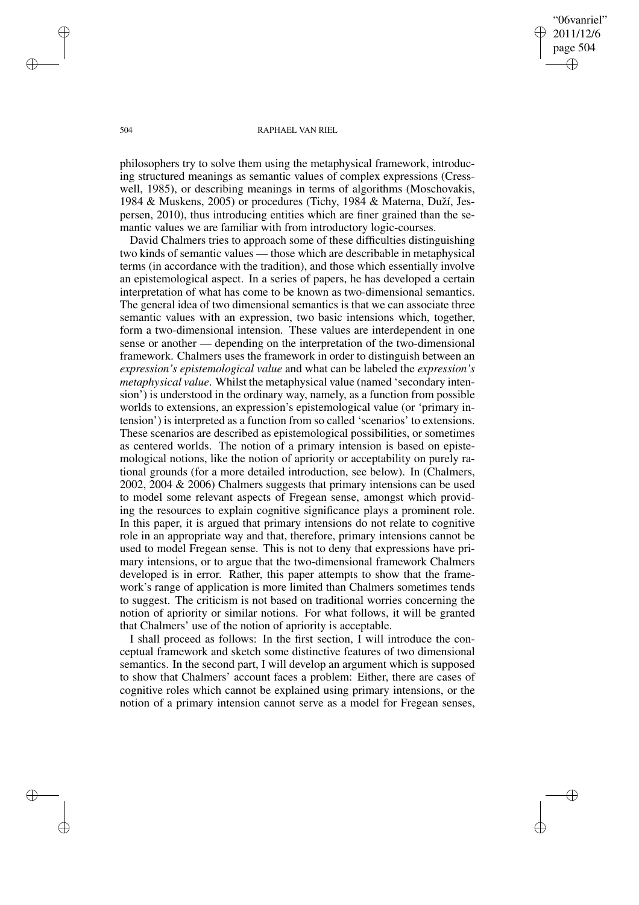philosophers try to solve them using the metaphysical framework, introducing structured meanings as semantic values of complex expressions (Cresswell, 1985), or describing meanings in terms of algorithms (Moschovakis, 1984 & Muskens, 2005) or procedures (Tichy, 1984 & Materna, Duží, Jespersen, 2010), thus introducing entities which are finer grained than the semantic values we are familiar with from introductory logic-courses.

David Chalmers tries to approach some of these difficulties distinguishing two kinds of semantic values — those which are describable in metaphysical terms (in accordance with the tradition), and those which essentially involve an epistemological aspect. In a series of papers, he has developed a certain interpretation of what has come to be known as two-dimensional semantics. The general idea of two dimensional semantics is that we can associate three semantic values with an expression, two basic intensions which, together, form a two-dimensional intension. These values are interdependent in one sense or another — depending on the interpretation of the two-dimensional framework. Chalmers uses the framework in order to distinguish between an *expression's epistemological value* and what can be labeled the *expression's metaphysical value*. Whilst the metaphysical value (named 'secondary intension') is understood in the ordinary way, namely, as a function from possible worlds to extensions, an expression's epistemological value (or 'primary intension') is interpreted as a function from so called 'scenarios' to extensions. These scenarios are described as epistemological possibilities, or sometimes as centered worlds. The notion of a primary intension is based on epistemological notions, like the notion of apriority or acceptability on purely rational grounds (for a more detailed introduction, see below). In (Chalmers, 2002, 2004 & 2006) Chalmers suggests that primary intensions can be used to model some relevant aspects of Fregean sense, amongst which providing the resources to explain cognitive significance plays a prominent role. In this paper, it is argued that primary intensions do not relate to cognitive role in an appropriate way and that, therefore, primary intensions cannot be used to model Fregean sense. This is not to deny that expressions have primary intensions, or to argue that the two-dimensional framework Chalmers developed is in error. Rather, this paper attempts to show that the framework's range of application is more limited than Chalmers sometimes tends to suggest. The criticism is not based on traditional worries concerning the notion of apriority or similar notions. For what follows, it will be granted that Chalmers' use of the notion of apriority is acceptable.

I shall proceed as follows: In the first section, I will introduce the conceptual framework and sketch some distinctive features of two dimensional semantics. In the second part, I will develop an argument which is supposed to show that Chalmers' account faces a problem: Either, there are cases of cognitive roles which cannot be explained using primary intensions, or the notion of a primary intension cannot serve as a model for Fregean senses,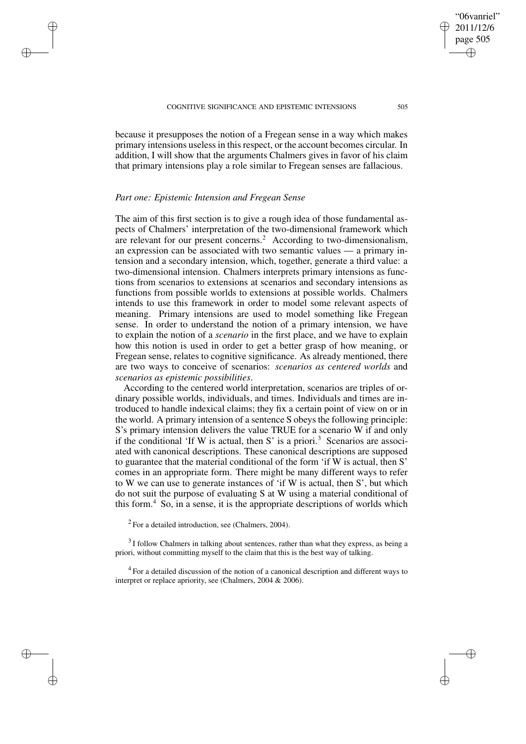because it presupposes the notion of a Fregean sense in a way which makes primary intensions useless in this respect, or the account becomes circular. In addition, I will show that the arguments Chalmers gives in favor of his claim that primary intensions play a role similar to Fregean senses are fallacious.

## *Part one: Epistemic Intension and Fregean Sense*

The aim of this first section is to give a rough idea of those fundamental aspects of Chalmers' interpretation of the two-dimensional framework which are relevant for our present concerns.[2] According to two-dimensionalism, an expression can be associated with two semantic values — a primary intension and a secondary intension, which, together, generate a third value: a two-dimensional intension. Chalmers interprets primary intensions as functions from scenarios to extensions at scenarios and secondary intensions as functions from possible worlds to extensions at possible worlds. Chalmers intends to use this framework in order to model some relevant aspects of meaning. Primary intensions are used to model something like Fregean sense. In order to understand the notion of a primary intension, we have to explain the notion of a *scenario* in the first place, and we have to explain how this notion is used in order to get a better grasp of how meaning, or Fregean sense, relates to cognitive significance. As already mentioned, there are two ways to conceive of scenarios: *scenarios as centered worlds* and *scenarios as epistemic possibilities*.

According to the centered world interpretation, scenarios are triples of ordinary possible worlds, individuals, and times. Individuals and times are introduced to handle indexical claims; they fix a certain point of view on or in the world. A primary intension of a sentence S obeys the following principle: S's primary intension delivers the value TRUE for a scenario W if and only if the conditional 'If W is actual, then S' is a priori.[3] Scenarios are associated with canonical descriptions. These canonical descriptions are supposed to guarantee that the material conditional of the form 'if W is actual, then S' comes in an appropriate form. There might be many different ways to refer to W we can use to generate instances of 'if W is actual, then S', but which do not suit the purpose of evaluating S at W using a material conditional of this form.[4] So, in a sense, it is the appropriate descriptions of worlds which

[2] For a detailed introduction, see (Chalmers, 2004).

[3] I follow Chalmers in talking about sentences, rather than what they express, as being a priori, without committing myself to the claim that this is the best way of talking.

[4] For a detailed discussion of the notion of a canonical description and different ways to interpret or replace apriority, see (Chalmers, 2004 & 2006).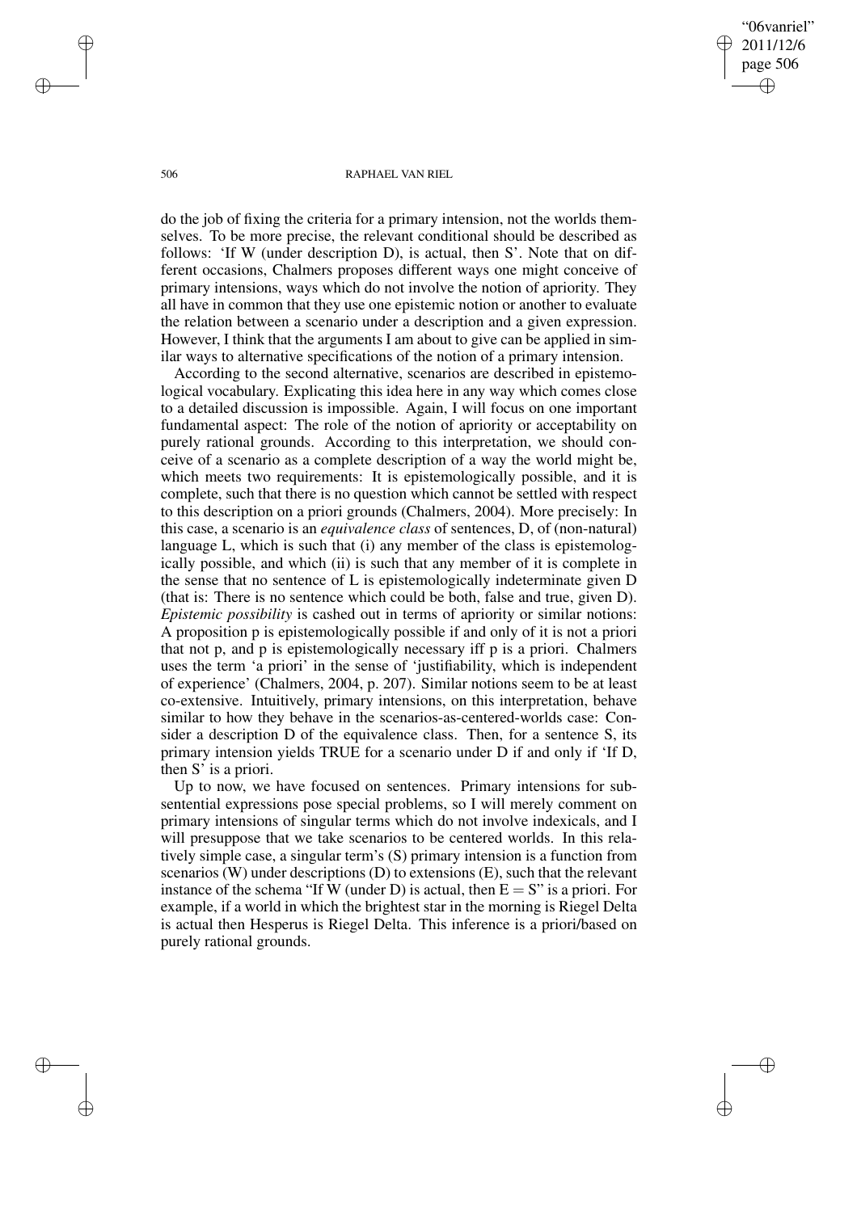do the job of fixing the criteria for a primary intension, not the worlds themselves. To be more precise, the relevant conditional should be described as follows: 'If W (under description D), is actual, then S'. Note that on different occasions, Chalmers proposes different ways one might conceive of primary intensions, ways which do not involve the notion of apriority. They all have in common that they use one epistemic notion or another to evaluate the relation between a scenario under a description and a given expression. However, I think that the arguments I am about to give can be applied in similar ways to alternative specifications of the notion of a primary intension.

According to the second alternative, scenarios are described in epistemological vocabulary. Explicating this idea here in any way which comes close to a detailed discussion is impossible. Again, I will focus on one important fundamental aspect: The role of the notion of apriority or acceptability on purely rational grounds. According to this interpretation, we should conceive of a scenario as a complete description of a way the world might be, which meets two requirements: It is epistemologically possible, and it is complete, such that there is no question which cannot be settled with respect to this description on a priori grounds (Chalmers, 2004). More precisely: In this case, a scenario is an *equivalence class* of sentences, D, of (non-natural) language L, which is such that (i) any member of the class is epistemologically possible, and which (ii) is such that any member of it is complete in the sense that no sentence of L is epistemologically indeterminate given D (that is: There is no sentence which could be both, false and true, given D). *Epistemic possibility* is cashed out in terms of apriority or similar notions: A proposition p is epistemologically possible if and only of it is not a priori that not p, and p is epistemologically necessary iff p is a priori. Chalmers uses the term 'a priori' in the sense of 'justifiability, which is independent of experience' (Chalmers, 2004, p. 207). Similar notions seem to be at least co-extensive. Intuitively, primary intensions, on this interpretation, behave similar to how they behave in the scenarios-as-centered-worlds case: Consider a description D of the equivalence class. Then, for a sentence S, its primary intension yields TRUE for a scenario under D if and only if 'If D, then S' is a priori.

Up to now, we have focused on sentences. Primary intensions for subsentential expressions pose special problems, so I will merely comment on primary intensions of singular terms which do not involve indexicals, and I will presuppose that we take scenarios to be centered worlds. In this relatively simple case, a singular term's (S) primary intension is a function from scenarios (W) under descriptions (D) to extensions (E), such that the relevant instance of the schema "If W (under D) is actual, then E = S" is a priori. For example, if a world in which the brightest star in the morning is Riegel Delta is actual then Hesperus is Riegel Delta. This inference is a priori/based on purely rational grounds.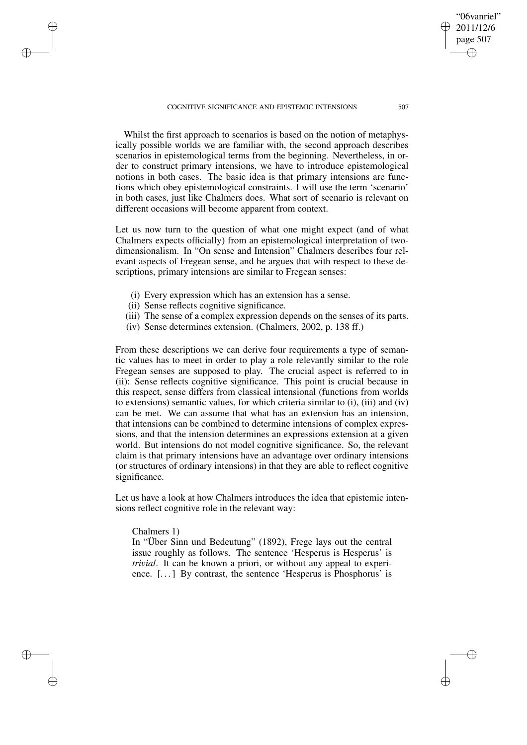Whilst the first approach to scenarios is based on the notion of metaphysically possible worlds we are familiar with, the second approach describes scenarios in epistemological terms from the beginning. Nevertheless, in order to construct primary intensions, we have to introduce epistemological notions in both cases. The basic idea is that primary intensions are functions which obey epistemological constraints. I will use the term 'scenario' in both cases, just like Chalmers does. What sort of scenario is relevant on different occasions will become apparent from context.

Let us now turn to the question of what one might expect (and of what Chalmers expects officially) from an epistemological interpretation of two-dimensionalism. In "On sense and Intension" Chalmers describes four relevant aspects of Fregean sense, and he argues that with respect to these descriptions, primary intensions are similar to Fregean senses:

(i) Every expression which has an extension has a sense.
(ii) Sense reflects cognitive significance.
(iii) The sense of a complex expression depends on the senses of its parts.
(iv) Sense determines extension. (Chalmers, 2002, p. 138 ff.)

From these descriptions we can derive four requirements a type of semantic values has to meet in order to play a role relevantly similar to the role Fregean senses are supposed to play. The crucial aspect is referred to in (ii): Sense reflects cognitive significance. This point is crucial because in this respect, sense differs from classical intensional (functions from worlds to extensions) semantic values, for which criteria similar to (i), (iii) and (iv) can be met. We can assume that what has an extension has an intension, that intensions can be combined to determine intensions of complex expressions, and that the intension determines an expressions extension at a given world. But intensions do not model cognitive significance. So, the relevant claim is that primary intensions have an advantage over ordinary intensions (or structures of ordinary intensions) in that they are able to reflect cognitive significance.

Let us have a look at how Chalmers introduces the idea that epistemic intensions reflect cognitive role in the relevant way:

> Chalmers 1)
> In "Über Sinn und Bedeutung" (1892), Frege lays out the central issue roughly as follows. The sentence 'Hesperus is Hesperus' is *trivial*. It can be known a priori, or without any appeal to experience. [...] By contrast, the sentence 'Hesperus is Phosphorus' is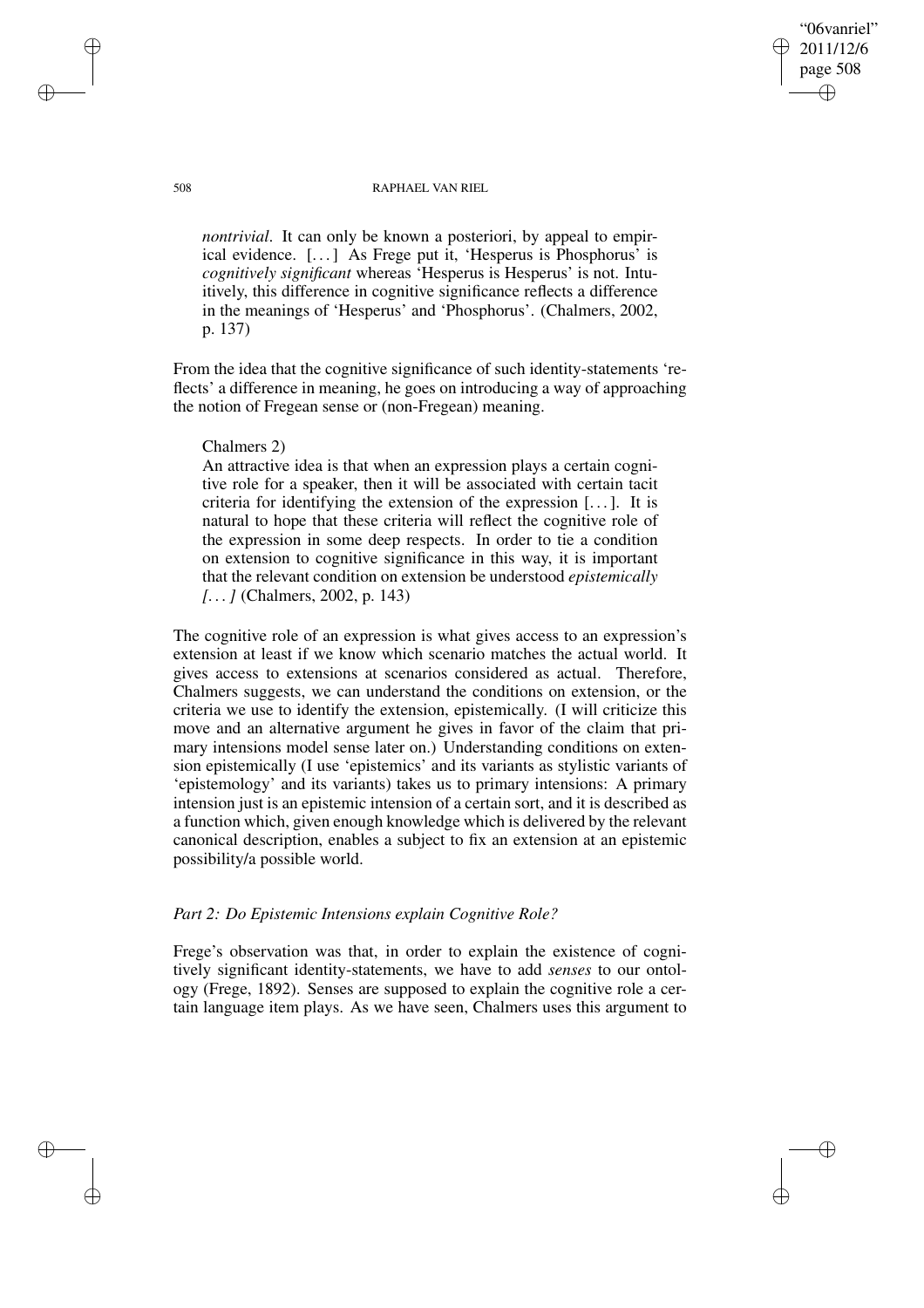*nontrivial*. It can only be known a posteriori, by appeal to empirical evidence. [...] As Frege put it, 'Hesperus is Phosphorus' is *cognitively significant* whereas 'Hesperus is Hesperus' is not. Intuitively, this difference in cognitive significance reflects a difference in the meanings of 'Hesperus' and 'Phosphorus'. (Chalmers, 2002, p. 137)

From the idea that the cognitive significance of such identity-statements 'reflects' a difference in meaning, he goes on introducing a way of approaching the notion of Fregean sense or (non-Fregean) meaning.

> Chalmers 2)
> An attractive idea is that when an expression plays a certain cognitive role for a speaker, then it will be associated with certain tacit criteria for identifying the extension of the expression [...]. It is natural to hope that these criteria will reflect the cognitive role of the expression in some deep respects. In order to tie a condition on extension to cognitive significance in this way, it is important that the relevant condition on extension be understood *epistemically [...]* (Chalmers, 2002, p. 143)

The cognitive role of an expression is what gives access to an expression's extension at least if we know which scenario matches the actual world. It gives access to extensions at scenarios considered as actual. Therefore, Chalmers suggests, we can understand the conditions on extension, or the criteria we use to identify the extension, epistemically. (I will criticize this move and an alternative argument he gives in favor of the claim that primary intensions model sense later on.) Understanding conditions on extension epistemically (I use 'epistemics' and its variants as stylistic variants of 'epistemology' and its variants) takes us to primary intensions: A primary intension just is an epistemic intension of a certain sort, and it is described as a function which, given enough knowledge which is delivered by the relevant canonical description, enables a subject to fix an extension at an epistemic possibility/a possible world.

### *Part 2: Do Epistemic Intensions explain Cognitive Role?*

Frege's observation was that, in order to explain the existence of cognitively significant identity-statements, we have to add *senses* to our ontology (Frege, 1892). Senses are supposed to explain the cognitive role a certain language item plays. As we have seen, Chalmers uses this argument to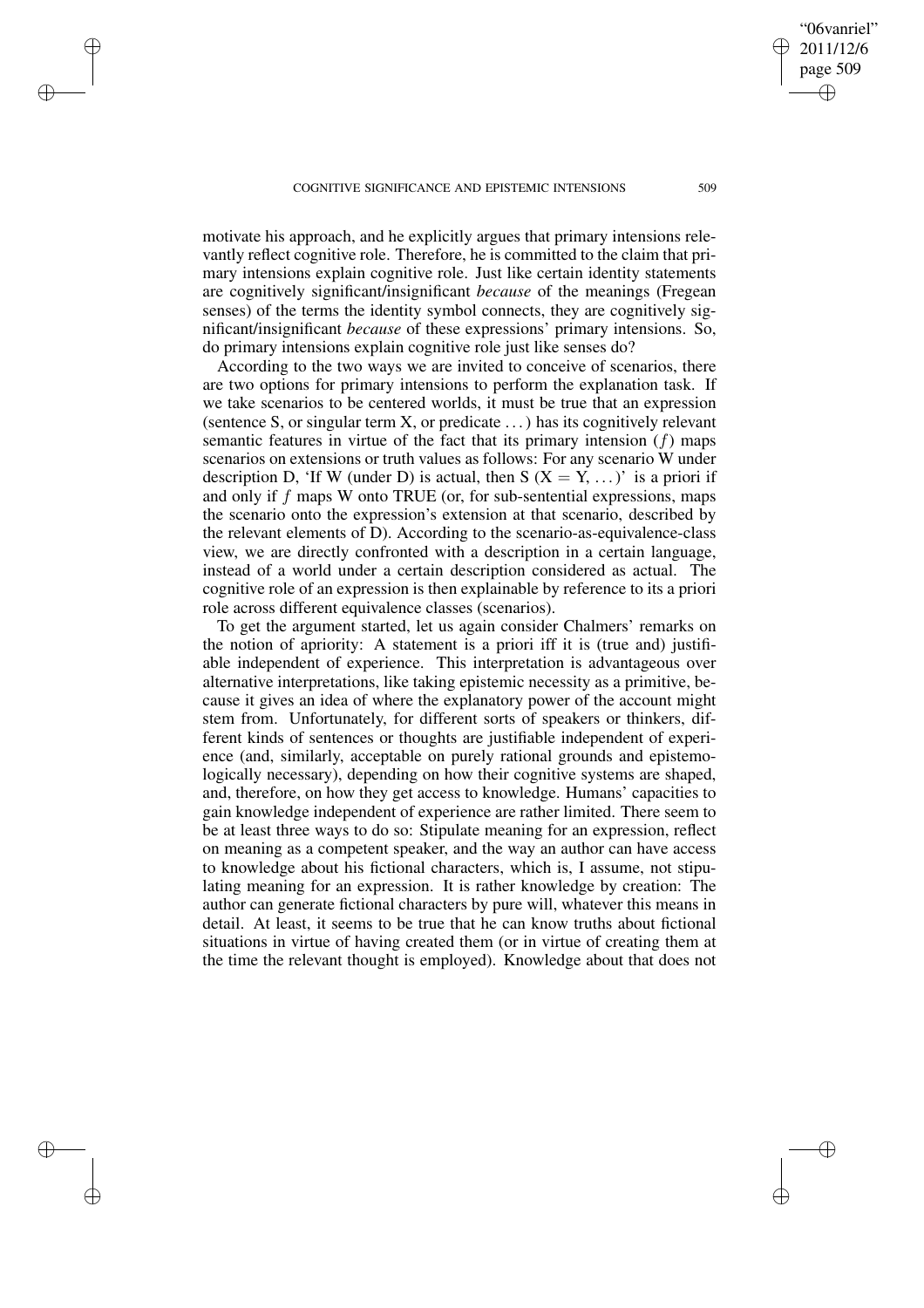motivate his approach, and he explicitly argues that primary intensions relevantly reflect cognitive role. Therefore, he is committed to the claim that primary intensions explain cognitive role. Just like certain identity statements are cognitively significant/insignificant *because* of the meanings (Fregean senses) of the terms the identity symbol connects, they are cognitively significant/insignificant *because* of these expressions' primary intensions. So, do primary intensions explain cognitive role just like senses do?

According to the two ways we are invited to conceive of scenarios, there are two options for primary intensions to perform the explanation task. If we take scenarios to be centered worlds, it must be true that an expression (sentence S, or singular term X, or predicate ...) has its cognitively relevant semantic features in virtue of the fact that its primary intension ($f$) maps scenarios on extensions or truth values as follows: For any scenario W under description D, 'If W (under D) is actual, then S ($X = Y, \ldots$)' is a priori if and only if $f$ maps W onto TRUE (or, for sub-sentential expressions, maps the scenario onto the expression's extension at that scenario, described by the relevant elements of D). According to the scenario-as-equivalence-class view, we are directly confronted with a description in a certain language, instead of a world under a certain description considered as actual. The cognitive role of an expression is then explainable by reference to its a priori role across different equivalence classes (scenarios).

To get the argument started, let us again consider Chalmers' remarks on the notion of apriority: A statement is a priori iff it is (true and) justifiable independent of experience. This interpretation is advantageous over alternative interpretations, like taking epistemic necessity as a primitive, because it gives an idea of where the explanatory power of the account might stem from. Unfortunately, for different sorts of speakers or thinkers, different kinds of sentences or thoughts are justifiable independent of experience (and, similarly, acceptable on purely rational grounds and epistemologically necessary), depending on how their cognitive systems are shaped, and, therefore, on how they get access to knowledge. Humans' capacities to gain knowledge independent of experience are rather limited. There seem to be at least three ways to do so: Stipulate meaning for an expression, reflect on meaning as a competent speaker, and the way an author can have access to knowledge about his fictional characters, which is, I assume, not stipulating meaning for an expression. It is rather knowledge by creation: The author can generate fictional characters by pure will, whatever this means in detail. At least, it seems to be true that he can know truths about fictional situations in virtue of having created them (or in virtue of creating them at the time the relevant thought is employed). Knowledge about that does not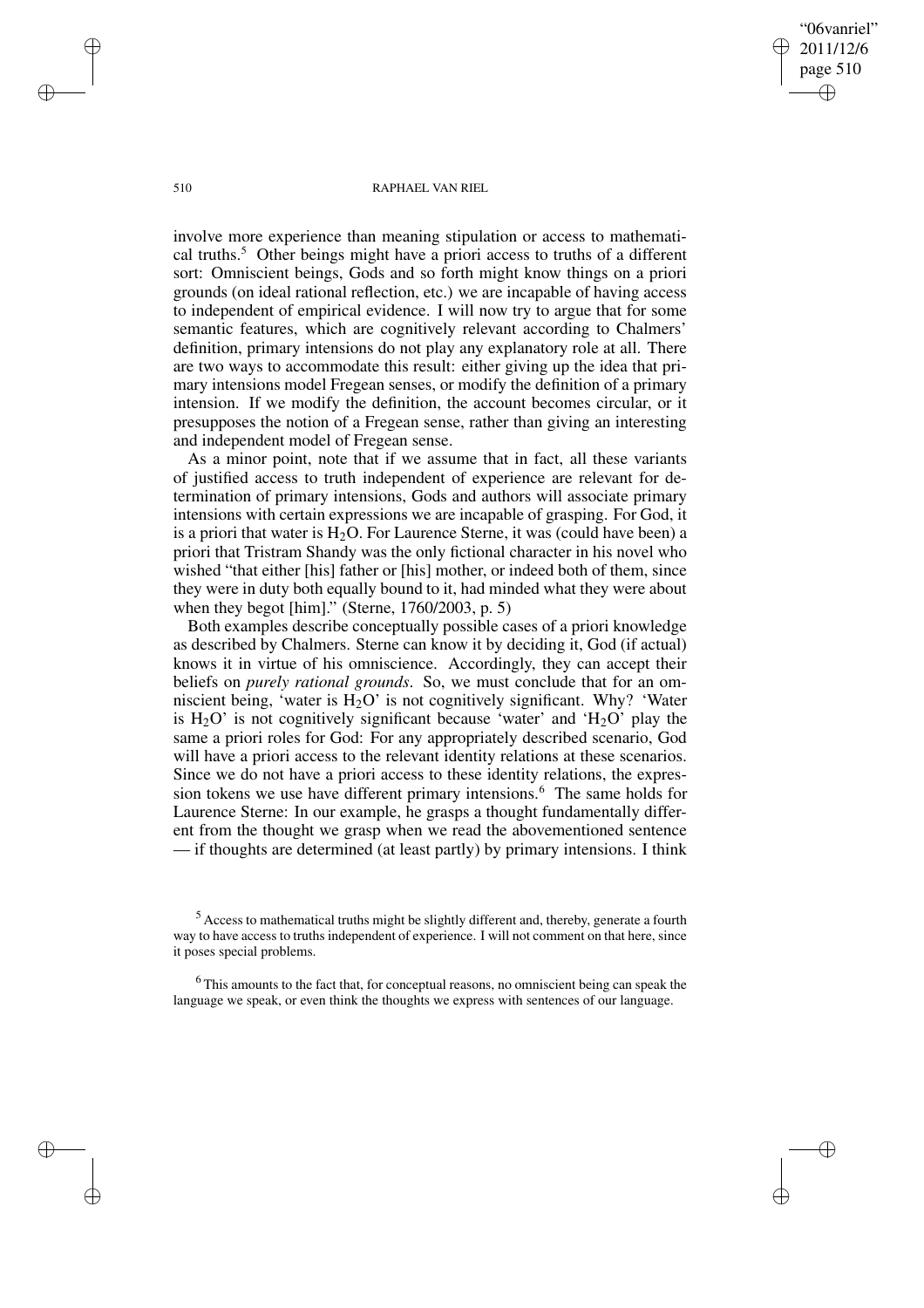involve more experience than meaning stipulation or access to mathematical truths.[5] Other beings might have a priori access to truths of a different sort: Omniscient beings, Gods and so forth might know things on a priori grounds (on ideal rational reflection, etc.) we are incapable of having access to independent of empirical evidence. I will now try to argue that for some semantic features, which are cognitively relevant according to Chalmers' definition, primary intensions do not play any explanatory role at all. There are two ways to accommodate this result: either giving up the idea that primary intensions model Fregean senses, or modify the definition of a primary intension. If we modify the definition, the account becomes circular, or it presupposes the notion of a Fregean sense, rather than giving an interesting and independent model of Fregean sense.

As a minor point, note that if we assume that in fact, all these variants of justified access to truth independent of experience are relevant for determination of primary intensions, Gods and authors will associate primary intensions with certain expressions we are incapable of grasping. For God, it is a priori that water is $H_2O$. For Laurence Sterne, it was (could have been) a priori that Tristram Shandy was the only fictional character in his novel who wished "that either [his] father or [his] mother, or indeed both of them, since they were in duty both equally bound to it, had minded what they were about when they begot [him]." (Sterne, 1760/2003, p. 5)

Both examples describe conceptually possible cases of a priori knowledge as described by Chalmers. Sterne can know it by deciding it, God (if actual) knows it in virtue of his omniscience. Accordingly, they can accept their beliefs on *purely rational grounds*. So, we must conclude that for an omniscient being, 'water is $H_2O$' is not cognitively significant. Why? 'Water is $H_2O$' is not cognitively significant because 'water' and '$H_2O$' play the same a priori roles for God: For any appropriately described scenario, God will have a priori access to the relevant identity relations at these scenarios. Since we do not have a priori access to these identity relations, the expression tokens we use have different primary intensions.[6] The same holds for Laurence Sterne: In our example, he grasps a thought fundamentally different from the thought we grasp when we read the abovementioned sentence — if thoughts are determined (at least partly) by primary intensions. I think

[5] Access to mathematical truths might be slightly different and, thereby, generate a fourth way to have access to truths independent of experience. I will not comment on that here, since it poses special problems.

[6] This amounts to the fact that, for conceptual reasons, no omniscient being can speak the language we speak, or even think the thoughts we express with sentences of our language.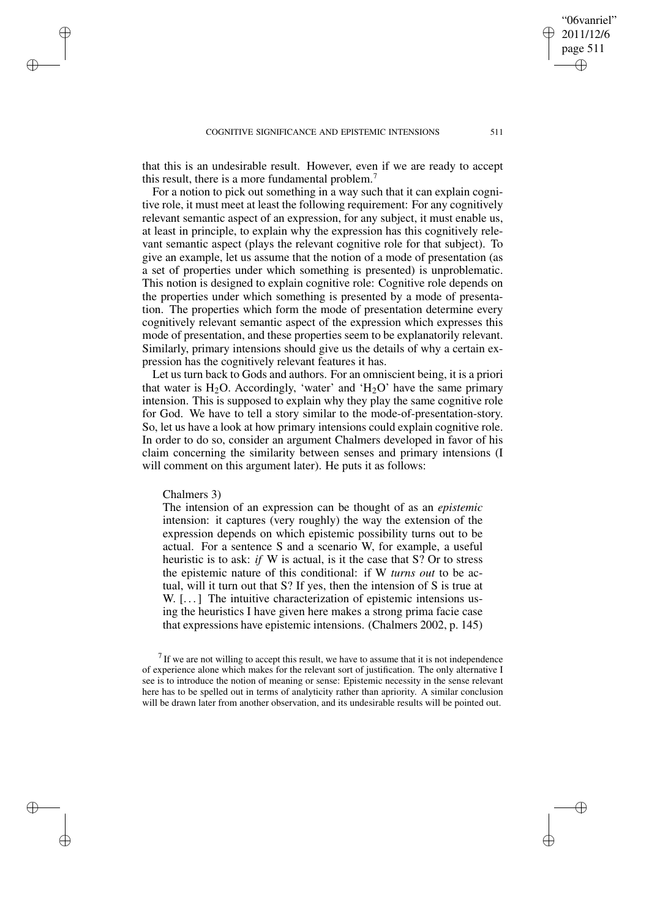that this is an undesirable result. However, even if we are ready to accept this result, there is a more fundamental problem.[7]

For a notion to pick out something in a way such that it can explain cognitive role, it must meet at least the following requirement: For any cognitively relevant semantic aspect of an expression, for any subject, it must enable us, at least in principle, to explain why the expression has this cognitively relevant semantic aspect (plays the relevant cognitive role for that subject). To give an example, let us assume that the notion of a mode of presentation (as a set of properties under which something is presented) is unproblematic. This notion is designed to explain cognitive role: Cognitive role depends on the properties under which something is presented by a mode of presentation. The properties which form the mode of presentation determine every cognitively relevant semantic aspect of the expression which expresses this mode of presentation, and these properties seem to be explanatorily relevant. Similarly, primary intensions should give us the details of why a certain expression has the cognitively relevant features it has.

Let us turn back to Gods and authors. For an omniscient being, it is a priori that water is $H_2O$. Accordingly, 'water' and '$H_2O$' have the same primary intension. This is supposed to explain why they play the same cognitive role for God. We have to tell a story similar to the mode-of-presentation-story. So, let us have a look at how primary intensions could explain cognitive role. In order to do so, consider an argument Chalmers developed in favor of his claim concerning the similarity between senses and primary intensions (I will comment on this argument later). He puts it as follows:

> Chalmers 3)
> The intension of an expression can be thought of as an *epistemic* intension: it captures (very roughly) the way the extension of the expression depends on which epistemic possibility turns out to be actual. For a sentence S and a scenario W, for example, a useful heuristic is to ask: *if* W is actual, is it the case that S? Or to stress the epistemic nature of this conditional: if W *turns out* to be actual, will it turn out that S? If yes, then the intension of S is true at W. [...] The intuitive characterization of epistemic intensions using the heuristics I have given here makes a strong prima facie case that expressions have epistemic intensions. (Chalmers 2002, p. 145)

[7] If we are not willing to accept this result, we have to assume that it is not independence of experience alone which makes for the relevant sort of justification. The only alternative I see is to introduce the notion of meaning or sense: Epistemic necessity in the sense relevant here has to be spelled out in terms of analyticity rather than apriority. A similar conclusion will be drawn later from another observation, and its undesirable results will be pointed out.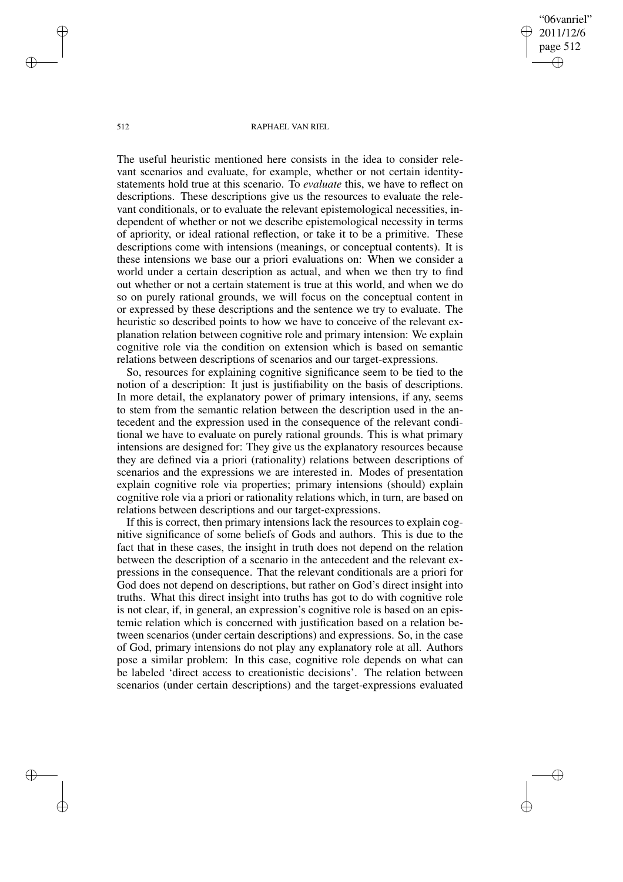The useful heuristic mentioned here consists in the idea to consider relevant scenarios and evaluate, for example, whether or not certain identity-statements hold true at this scenario. To *evaluate* this, we have to reflect on descriptions. These descriptions give us the resources to evaluate the relevant conditionals, or to evaluate the relevant epistemological necessities, independent of whether or not we describe epistemological necessity in terms of apriority, or ideal rational reflection, or take it to be a primitive. These descriptions come with intensions (meanings, or conceptual contents). It is these intensions we base our a priori evaluations on: When we consider a world under a certain description as actual, and when we then try to find out whether or not a certain statement is true at this world, and when we do so on purely rational grounds, we will focus on the conceptual content in or expressed by these descriptions and the sentence we try to evaluate. The heuristic so described points to how we have to conceive of the relevant explanation relation between cognitive role and primary intension: We explain cognitive role via the condition on extension which is based on semantic relations between descriptions of scenarios and our target-expressions.

So, resources for explaining cognitive significance seem to be tied to the notion of a description: It just is justifiability on the basis of descriptions. In more detail, the explanatory power of primary intensions, if any, seems to stem from the semantic relation between the description used in the antecedent and the expression used in the consequence of the relevant conditional we have to evaluate on purely rational grounds. This is what primary intensions are designed for: They give us the explanatory resources because they are defined via a priori (rationality) relations between descriptions of scenarios and the expressions we are interested in. Modes of presentation explain cognitive role via properties; primary intensions (should) explain cognitive role via a priori or rationality relations which, in turn, are based on relations between descriptions and our target-expressions.

If this is correct, then primary intensions lack the resources to explain cognitive significance of some beliefs of Gods and authors. This is due to the fact that in these cases, the insight in truth does not depend on the relation between the description of a scenario in the antecedent and the relevant expressions in the consequence. That the relevant conditionals are a priori for God does not depend on descriptions, but rather on God's direct insight into truths. What this direct insight into truths has got to do with cognitive role is not clear, if, in general, an expression's cognitive role is based on an epistemic relation which is concerned with justification based on a relation between scenarios (under certain descriptions) and expressions. So, in the case of God, primary intensions do not play any explanatory role at all. Authors pose a similar problem: In this case, cognitive role depends on what can be labeled 'direct access to creationistic decisions'. The relation between scenarios (under certain descriptions) and the target-expressions evaluated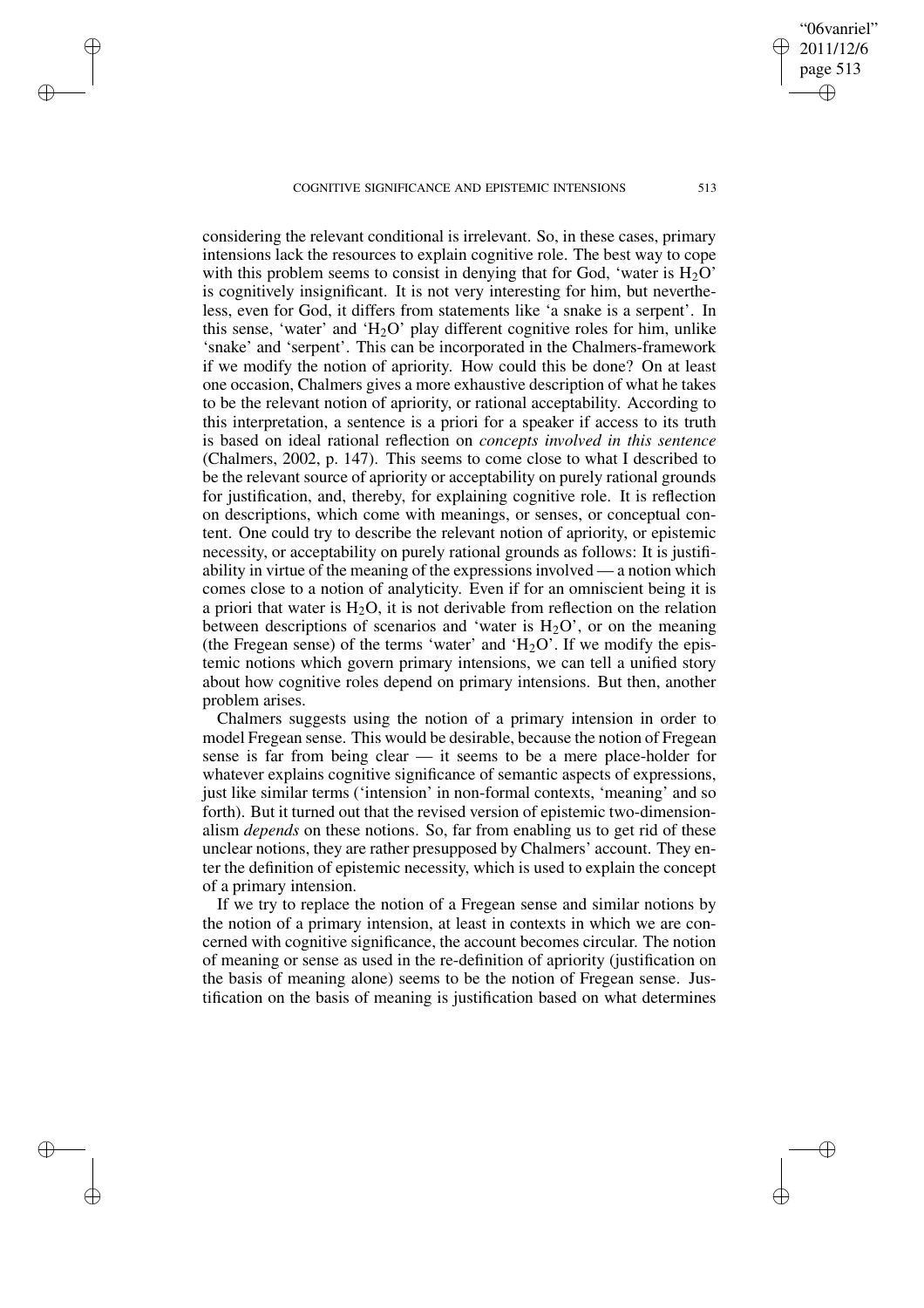considering the relevant conditional is irrelevant. So, in these cases, primary intensions lack the resources to explain cognitive role. The best way to cope with this problem seems to consist in denying that for God, 'water is $H_2O$' is cognitively insignificant. It is not very interesting for him, but nevertheless, even for God, it differs from statements like 'a snake is a serpent'. In this sense, 'water' and '$H_2O$' play different cognitive roles for him, unlike 'snake' and 'serpent'. This can be incorporated in the Chalmers-framework if we modify the notion of apriority. How could this be done? On at least one occasion, Chalmers gives a more exhaustive description of what he takes to be the relevant notion of apriority, or rational acceptability. According to this interpretation, a sentence is a priori for a speaker if access to its truth is based on ideal rational reflection on *concepts involved in this sentence* (Chalmers, 2002, p. 147). This seems to come close to what I described to be the relevant source of apriority or acceptability on purely rational grounds for justification, and, thereby, for explaining cognitive role. It is reflection on descriptions, which come with meanings, or senses, or conceptual content. One could try to describe the relevant notion of apriority, or epistemic necessity, or acceptability on purely rational grounds as follows: It is justifiability in virtue of the meaning of the expressions involved — a notion which comes close to a notion of analyticity. Even if for an omniscient being it is a priori that water is $H_2O$, it is not derivable from reflection on the relation between descriptions of scenarios and 'water is $H_2O$', or on the meaning (the Fregean sense) of the terms 'water' and '$H_2O$'. If we modify the epistemic notions which govern primary intensions, we can tell a unified story about how cognitive roles depend on primary intensions. But then, another problem arises.

Chalmers suggests using the notion of a primary intension in order to model Fregean sense. This would be desirable, because the notion of Fregean sense is far from being clear — it seems to be a mere place-holder for whatever explains cognitive significance of semantic aspects of expressions, just like similar terms ('intension' in non-formal contexts, 'meaning' and so forth). But it turned out that the revised version of epistemic two-dimensionalism *depends* on these notions. So, far from enabling us to get rid of these unclear notions, they are rather presupposed by Chalmers' account. They enter the definition of epistemic necessity, which is used to explain the concept of a primary intension.

If we try to replace the notion of a Fregean sense and similar notions by the notion of a primary intension, at least in contexts in which we are concerned with cognitive significance, the account becomes circular. The notion of meaning or sense as used in the re-definition of apriority (justification on the basis of meaning alone) seems to be the notion of Fregean sense. Justification on the basis of meaning is justification based on what determines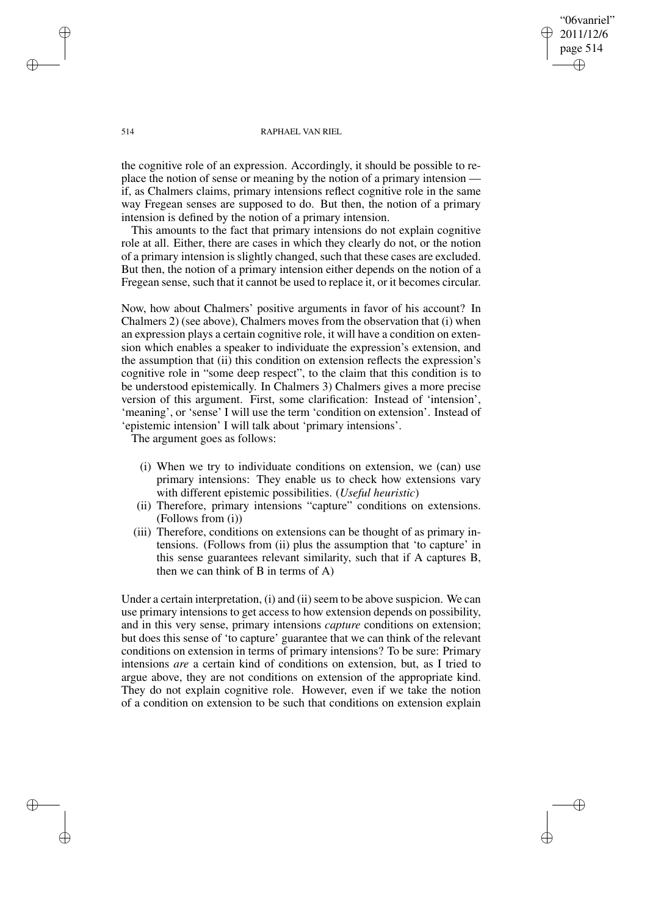the cognitive role of an expression. Accordingly, it should be possible to replace the notion of sense or meaning by the notion of a primary intension — if, as Chalmers claims, primary intensions reflect cognitive role in the same way Fregean senses are supposed to do. But then, the notion of a primary intension is defined by the notion of a primary intension.

This amounts to the fact that primary intensions do not explain cognitive role at all. Either, there are cases in which they clearly do not, or the notion of a primary intension is slightly changed, such that these cases are excluded. But then, the notion of a primary intension either depends on the notion of a Fregean sense, such that it cannot be used to replace it, or it becomes circular.

Now, how about Chalmers' positive arguments in favor of his account? In Chalmers 2) (see above), Chalmers moves from the observation that (i) when an expression plays a certain cognitive role, it will have a condition on extension which enables a speaker to individuate the expression's extension, and the assumption that (ii) this condition on extension reflects the expression's cognitive role in "some deep respect", to the claim that this condition is to be understood epistemically. In Chalmers 3) Chalmers gives a more precise version of this argument. First, some clarification: Instead of 'intension', 'meaning', or 'sense' I will use the term 'condition on extension'. Instead of 'epistemic intension' I will talk about 'primary intensions'.

The argument goes as follows:

(i) When we try to individuate conditions on extension, we (can) use primary intensions: They enable us to check how extensions vary with different epistemic possibilities. (*Useful heuristic*)

(ii) Therefore, primary intensions "capture" conditions on extensions. (Follows from (i))

(iii) Therefore, conditions on extensions can be thought of as primary intensions. (Follows from (ii) plus the assumption that 'to capture' in this sense guarantees relevant similarity, such that if A captures B, then we can think of B in terms of A)

Under a certain interpretation, (i) and (ii) seem to be above suspicion. We can use primary intensions to get access to how extension depends on possibility, and in this very sense, primary intensions *capture* conditions on extension; but does this sense of 'to capture' guarantee that we can think of the relevant conditions on extension in terms of primary intensions? To be sure: Primary intensions *are* a certain kind of conditions on extension, but, as I tried to argue above, they are not conditions on extension of the appropriate kind. They do not explain cognitive role. However, even if we take the notion of a condition on extension to be such that conditions on extension explain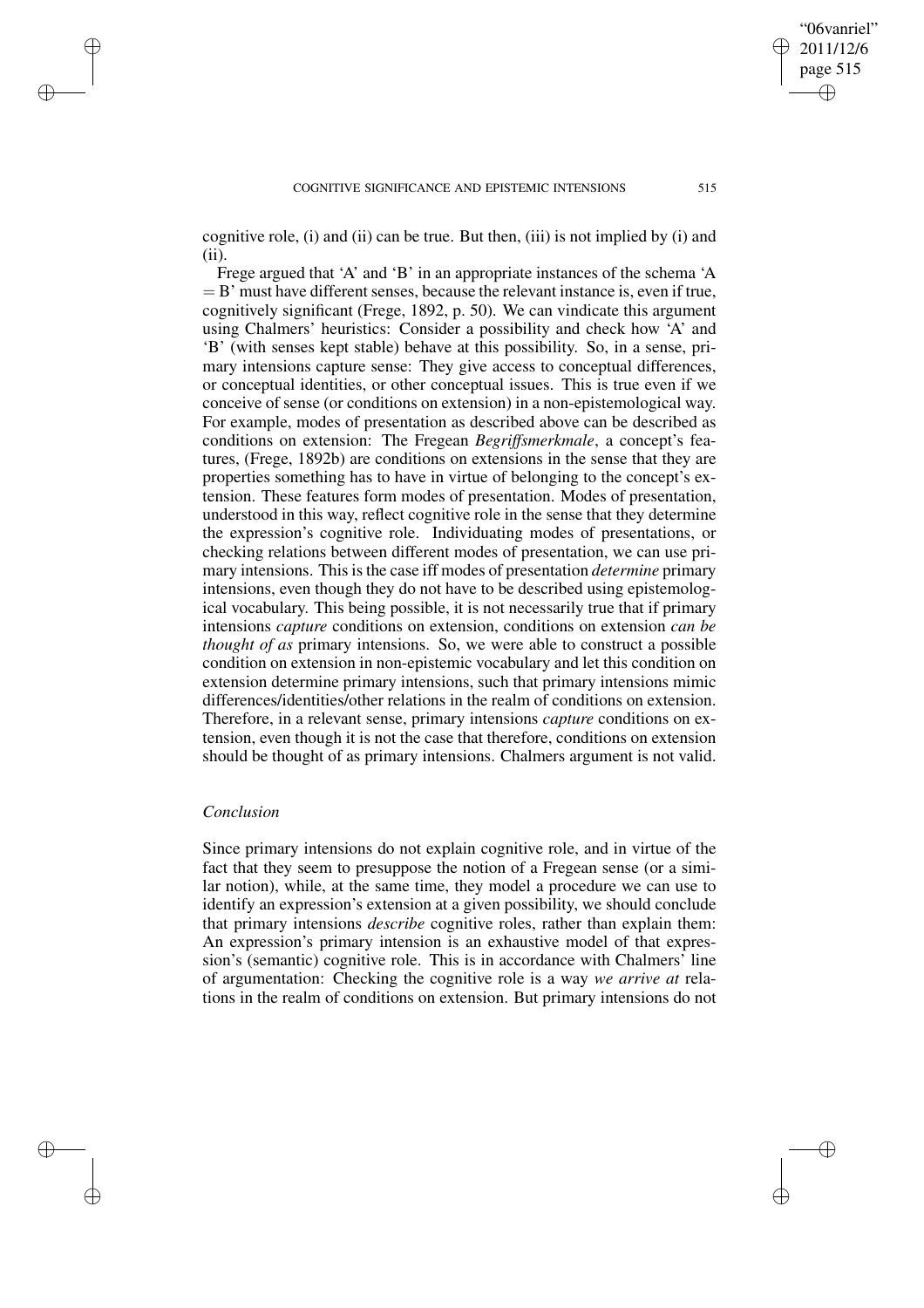cognitive role, (i) and (ii) can be true. But then, (iii) is not implied by (i) and (ii).

Frege argued that 'A' and 'B' in an appropriate instances of the schema 'A = B' must have different senses, because the relevant instance is, even if true, cognitively significant (Frege, 1892, p. 50). We can vindicate this argument using Chalmers' heuristics: Consider a possibility and check how 'A' and 'B' (with senses kept stable) behave at this possibility. So, in a sense, primary intensions capture sense: They give access to conceptual differences, or conceptual identities, or other conceptual issues. This is true even if we conceive of sense (or conditions on extension) in a non-epistemological way. For example, modes of presentation as described above can be described as conditions on extension: The Fregean *Begriffsmerkmale*, a concept's features, (Frege, 1892b) are conditions on extensions in the sense that they are properties something has to have in virtue of belonging to the concept's extension. These features form modes of presentation. Modes of presentation, understood in this way, reflect cognitive role in the sense that they determine the expression's cognitive role. Individuating modes of presentations, or checking relations between different modes of presentation, we can use primary intensions. This is the case iff modes of presentation *determine* primary intensions, even though they do not have to be described using epistemological vocabulary. This being possible, it is not necessarily true that if primary intensions *capture* conditions on extension, conditions on extension *can be thought of as* primary intensions. So, we were able to construct a possible condition on extension in non-epistemic vocabulary and let this condition on extension determine primary intensions, such that primary intensions mimic differences/identities/other relations in the realm of conditions on extension. Therefore, in a relevant sense, primary intensions *capture* conditions on extension, even though it is not the case that therefore, conditions on extension should be thought of as primary intensions. Chalmers argument is not valid.

### *Conclusion*

Since primary intensions do not explain cognitive role, and in virtue of the fact that they seem to presuppose the notion of a Fregean sense (or a similar notion), while, at the same time, they model a procedure we can use to identify an expression's extension at a given possibility, we should conclude that primary intensions *describe* cognitive roles, rather than explain them: An expression's primary intension is an exhaustive model of that expression's (semantic) cognitive role. This is in accordance with Chalmers' line of argumentation: Checking the cognitive role is a way *we arrive at* relations in the realm of conditions on extension. But primary intensions do not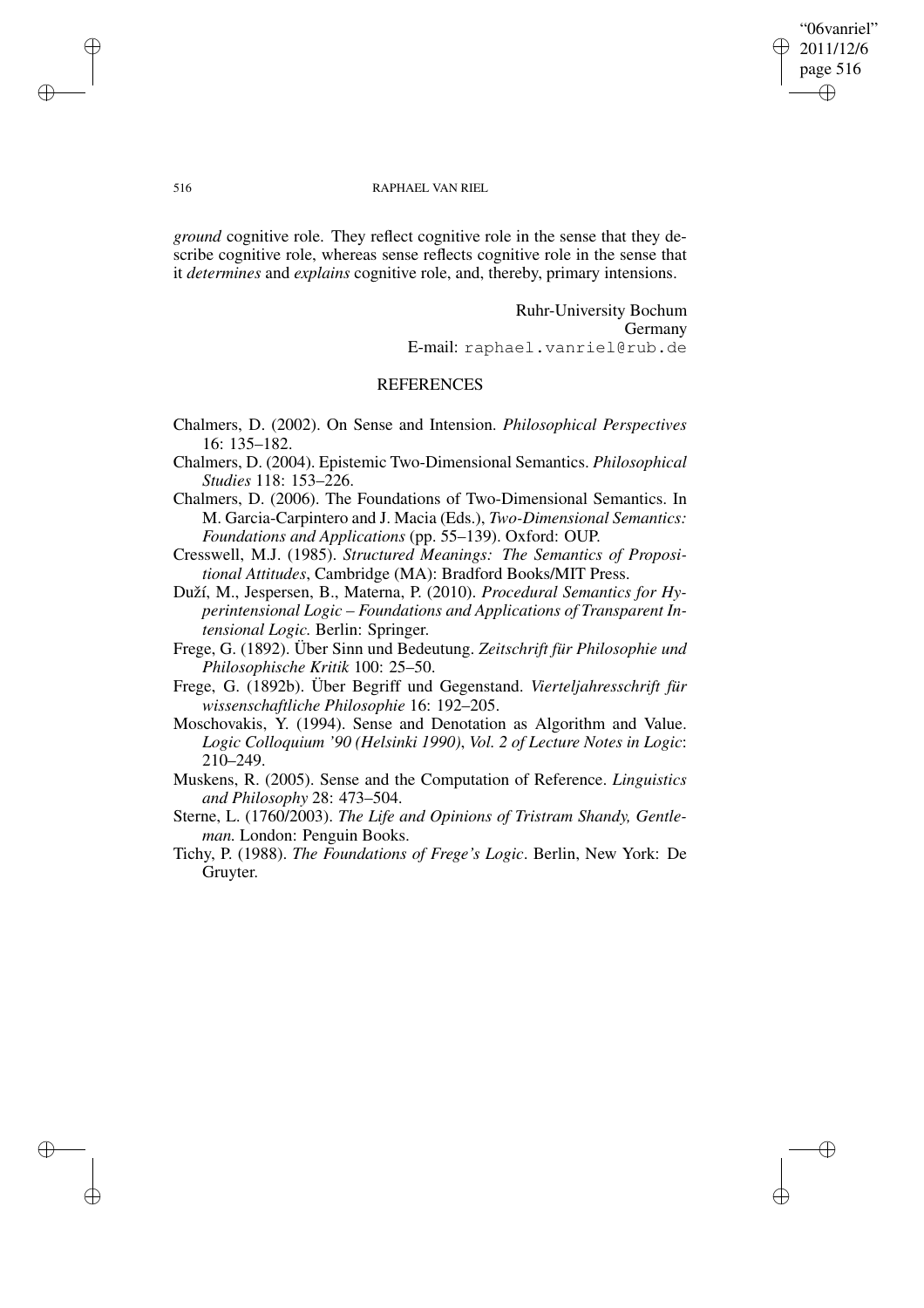*ground* cognitive role. They reflect cognitive role in the sense that they describe cognitive role, whereas sense reflects cognitive role in the sense that it *determines* and *explains* cognitive role, and, thereby, primary intensions.

Ruhr-University Bochum
Germany
E-mail: raphael.vanriel@rub.de

## REFERENCES

Chalmers, D. (2002). On Sense and Intension. *Philosophical Perspectives* 16: 135–182.

Chalmers, D. (2004). Epistemic Two-Dimensional Semantics. *Philosophical Studies* 118: 153–226.

Chalmers, D. (2006). The Foundations of Two-Dimensional Semantics. In M. Garcia-Carpintero and J. Macia (Eds.), *Two-Dimensional Semantics: Foundations and Applications* (pp. 55–139). Oxford: OUP.

Cresswell, M.J. (1985). *Structured Meanings: The Semantics of Propositional Attitudes*, Cambridge (MA): Bradford Books/MIT Press.

Duží, M., Jespersen, B., Materna, P. (2010). *Procedural Semantics for Hyperintensional Logic – Foundations and Applications of Transparent Intensional Logic.* Berlin: Springer.

Frege, G. (1892). Über Sinn und Bedeutung. *Zeitschrift für Philosophie und Philosophische Kritik* 100: 25–50.

Frege, G. (1892b). Über Begriff und Gegenstand. *Vierteljahresschrift für wissenschaftliche Philosophie* 16: 192–205.

Moschovakis, Y. (1994). Sense and Denotation as Algorithm and Value. *Logic Colloquium '90 (Helsinki 1990)*, *Vol. 2 of Lecture Notes in Logic*: 210–249.

Muskens, R. (2005). Sense and the Computation of Reference. *Linguistics and Philosophy* 28: 473–504.

Sterne, L. (1760/2003). *The Life and Opinions of Tristram Shandy, Gentleman.* London: Penguin Books.

Tichy, P. (1988). *The Foundations of Frege's Logic*. Berlin, New York: De Gruyter.